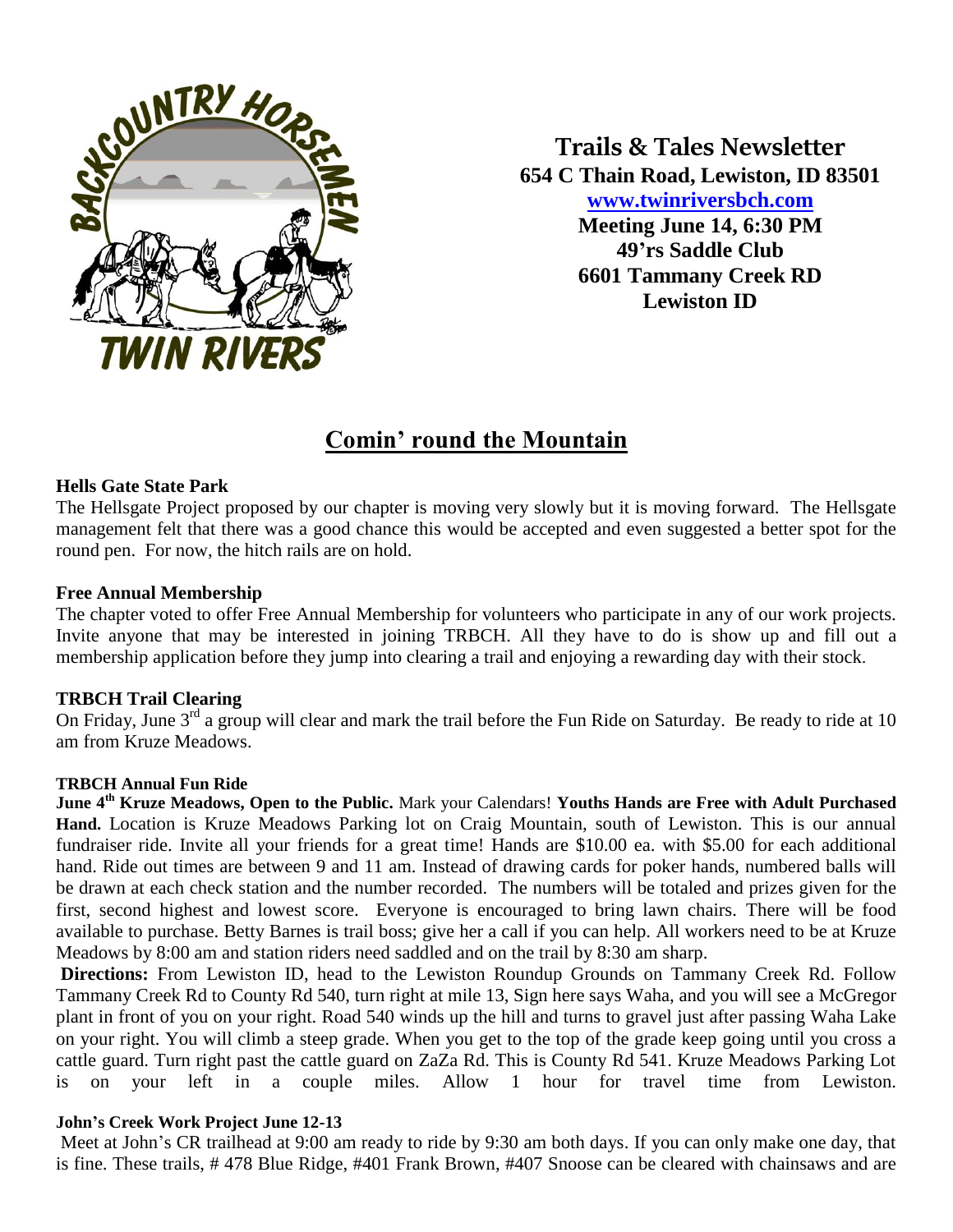**Trails & Tales Newsletter**
**654 C Thain Road, Lewiston, ID 83501**
**[www.twinriversbch.com](http://www.twinriversbch.com)**
**Meeting June 14, 6:30 PM**
**49'rs Saddle Club**
**6601 Tammany Creek RD**
**Lewiston ID**

# Comin' round the Mountain

### Hells Gate State Park

The Hellsgate Project proposed by our chapter is moving very slowly but it is moving forward. The Hellsgate management felt that there was a good chance this would be accepted and even suggested a better spot for the round pen. For now, the hitch rails are on hold.

### Free Annual Membership

The chapter voted to offer Free Annual Membership for volunteers who participate in any of our work projects. Invite anyone that may be interested in joining TRBCH. All they have to do is show up and fill out a membership application before they jump into clearing a trail and enjoying a rewarding day with their stock.

### TRBCH Trail Clearing

On Friday, June 3rd a group will clear and mark the trail before the Fun Ride on Saturday. Be ready to ride at 10 am from Kruze Meadows.

#### TRBCH Annual Fun Ride

**June 4th Kruze Meadows, Open to the Public.** Mark your Calendars! **Youths Hands are Free with Adult Purchased Hand.** Location is Kruze Meadows Parking lot on Craig Mountain, south of Lewiston. This is our annual fundraiser ride. Invite all your friends for a great time! Hands are $10.00 ea. with $5.00 for each additional hand. Ride out times are between 9 and 11 am. Instead of drawing cards for poker hands, numbered balls will be drawn at each check station and the number recorded. The numbers will be totaled and prizes given for the first, second highest and lowest score. Everyone is encouraged to bring lawn chairs. There will be food available to purchase. Betty Barnes is trail boss; give her a call if you can help. All workers need to be at Kruze Meadows by 8:00 am and station riders need saddled and on the trail by 8:30 am sharp.

**Directions:** From Lewiston ID, head to the Lewiston Roundup Grounds on Tammany Creek Rd. Follow Tammany Creek Rd to County Rd 540, turn right at mile 13, Sign here says Waha, and you will see a McGregor plant in front of you on your right. Road 540 winds up the hill and turns to gravel just after passing Waha Lake on your right. You will climb a steep grade. When you get to the top of the grade keep going until you cross a cattle guard. Turn right past the cattle guard on ZaZa Rd. This is County Rd 541. Kruze Meadows Parking Lot is on your left in a couple miles. Allow 1 hour for travel time from Lewiston.

#### John's Creek Work Project June 12-13

Meet at John's CR trailhead at 9:00 am ready to ride by 9:30 am both days. If you can only make one day, that is fine. These trails, # 478 Blue Ridge, #401 Frank Brown, #407 Snoose can be cleared with chainsaws and are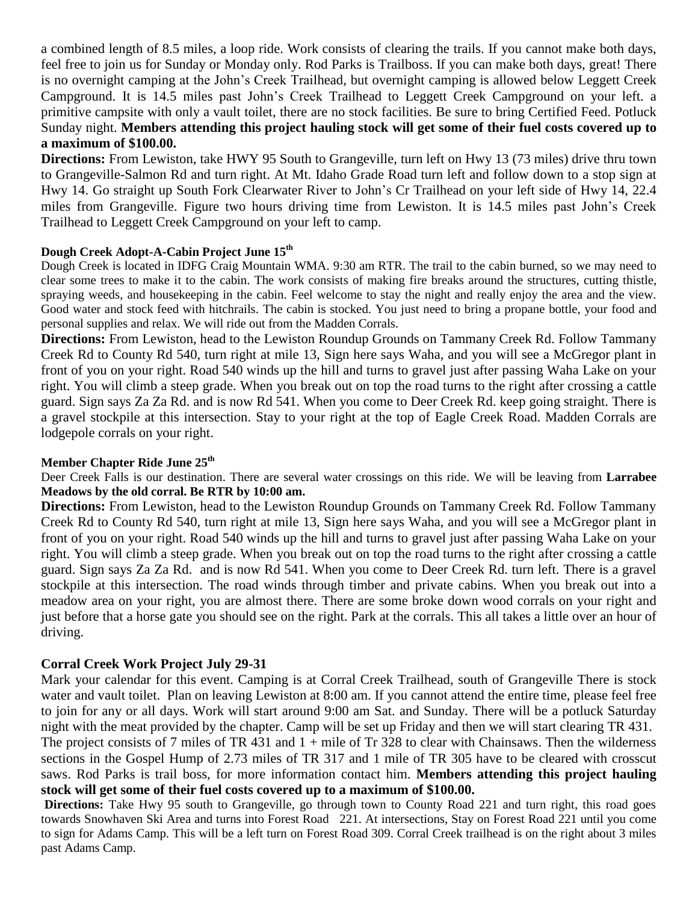a combined length of 8.5 miles, a loop ride. Work consists of clearing the trails. If you cannot make both days, feel free to join us for Sunday or Monday only. Rod Parks is Trailboss. If you can make both days, great! There is no overnight camping at the John's Creek Trailhead, but overnight camping is allowed below Leggett Creek Campground. It is 14.5 miles past John's Creek Trailhead to Leggett Creek Campground on your left. a primitive campsite with only a vault toilet, there are no stock facilities. Be sure to bring Certified Feed. Potluck Sunday night. **Members attending this project hauling stock will get some of their fuel costs covered up to a maximum of $100.00.**

**Directions:** From Lewiston, take HWY 95 South to Grangeville, turn left on Hwy 13 (73 miles) drive thru town to Grangeville-Salmon Rd and turn right. At Mt. Idaho Grade Road turn left and follow down to a stop sign at Hwy 14. Go straight up South Fork Clearwater River to John's Cr Trailhead on your left side of Hwy 14, 22.4 miles from Grangeville. Figure two hours driving time from Lewiston. It is 14.5 miles past John's Creek Trailhead to Leggett Creek Campground on your left to camp.

### Dough Creek Adopt-A-Cabin Project June 15th

Dough Creek is located in IDFG Craig Mountain WMA. 9:30 am RTR. The trail to the cabin burned, so we may need to clear some trees to make it to the cabin. The work consists of making fire breaks around the structures, cutting thistle, spraying weeds, and housekeeping in the cabin. Feel welcome to stay the night and really enjoy the area and the view. Good water and stock feed with hitchrails. The cabin is stocked. You just need to bring a propane bottle, your food and personal supplies and relax. We will ride out from the Madden Corrals.

**Directions:** From Lewiston, head to the Lewiston Roundup Grounds on Tammany Creek Rd. Follow Tammany Creek Rd to County Rd 540, turn right at mile 13, Sign here says Waha, and you will see a McGregor plant in front of you on your right. Road 540 winds up the hill and turns to gravel just after passing Waha Lake on your right. You will climb a steep grade. When you break out on top the road turns to the right after crossing a cattle guard. Sign says Za Za Rd. and is now Rd 541. When you come to Deer Creek Rd. keep going straight. There is a gravel stockpile at this intersection. Stay to your right at the top of Eagle Creek Road. Madden Corrals are lodgepole corrals on your right.

### Member Chapter Ride June 25th

Deer Creek Falls is our destination. There are several water crossings on this ride. We will be leaving from **Larrabee Meadows by the old corral. Be RTR by 10:00 am.**

**Directions:** From Lewiston, head to the Lewiston Roundup Grounds on Tammany Creek Rd. Follow Tammany Creek Rd to County Rd 540, turn right at mile 13, Sign here says Waha, and you will see a McGregor plant in front of you on your right. Road 540 winds up the hill and turns to gravel just after passing Waha Lake on your right. You will climb a steep grade. When you break out on top the road turns to the right after crossing a cattle guard. Sign says Za Za Rd. and is now Rd 541. When you come to Deer Creek Rd. turn left. There is a gravel stockpile at this intersection. The road winds through timber and private cabins. When you break out into a meadow area on your right, you are almost there. There are some broke down wood corrals on your right and just before that a horse gate you should see on the right. Park at the corrals. This all takes a little over an hour of driving.

### Corral Creek Work Project July 29-31

Mark your calendar for this event. Camping is at Corral Creek Trailhead, south of Grangeville There is stock water and vault toilet. Plan on leaving Lewiston at 8:00 am. If you cannot attend the entire time, please feel free to join for any or all days. Work will start around 9:00 am Sat. and Sunday. There will be a potluck Saturday night with the meat provided by the chapter. Camp will be set up Friday and then we will start clearing TR 431. The project consists of 7 miles of TR 431 and 1 + mile of Tr 328 to clear with Chainsaws. Then the wilderness sections in the Gospel Hump of 2.73 miles of TR 317 and 1 mile of TR 305 have to be cleared with crosscut saws. Rod Parks is trail boss, for more information contact him. **Members attending this project hauling stock will get some of their fuel costs covered up to a maximum of $100.00.**

**Directions:** Take Hwy 95 south to Grangeville, go through town to County Road 221 and turn right, this road goes towards Snowhaven Ski Area and turns into Forest Road 221. At intersections, Stay on Forest Road 221 until you come to sign for Adams Camp. This will be a left turn on Forest Road 309. Corral Creek trailhead is on the right about 3 miles past Adams Camp.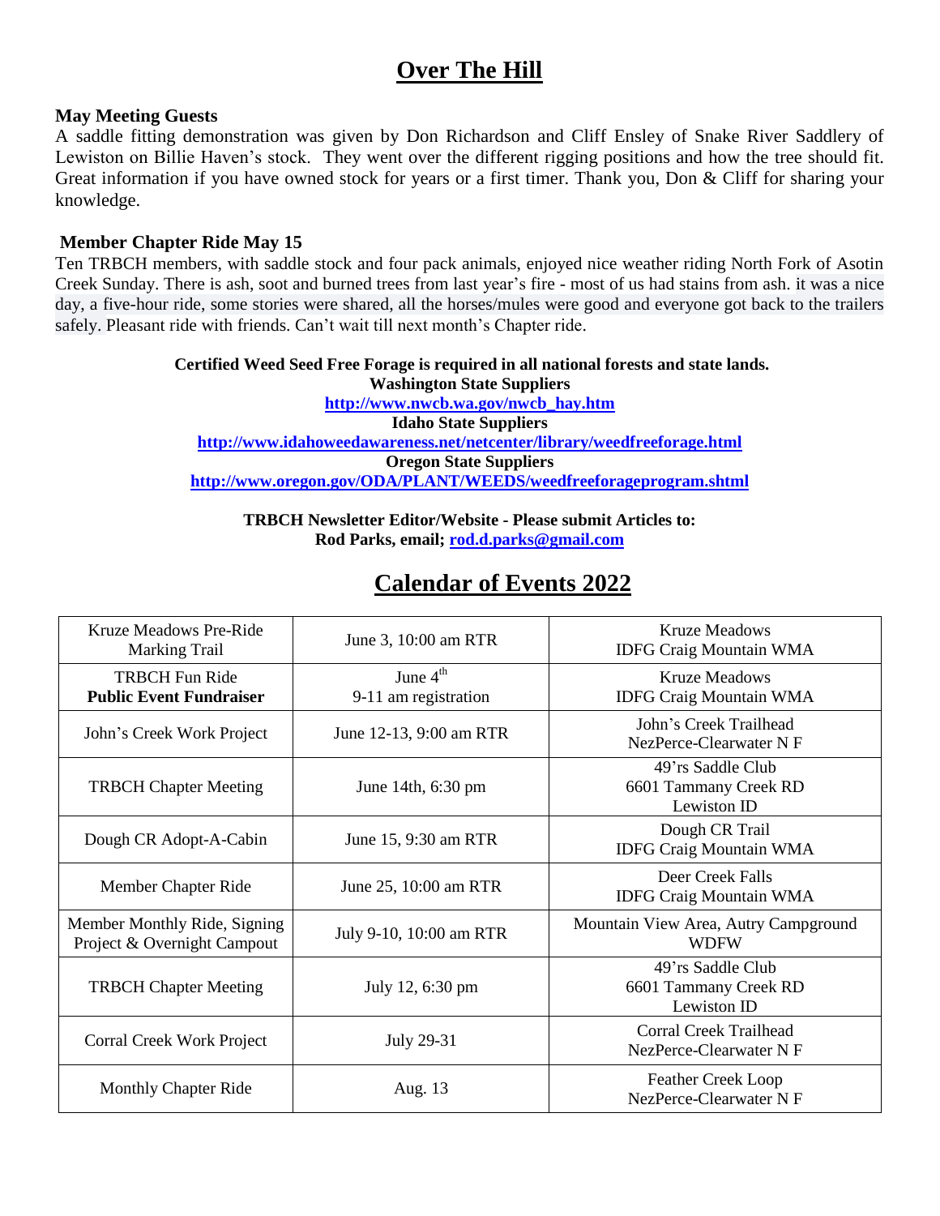# Over The Hill

**May Meeting Guests**

A saddle fitting demonstration was given by Don Richardson and Cliff Ensley of Snake River Saddlery of Lewiston on Billie Haven's stock. They went over the different rigging positions and how the tree should fit. Great information if you have owned stock for years or a first timer. Thank you, Don & Cliff for sharing your knowledge.

**Member Chapter Ride May 15**

Ten TRBCH members, with saddle stock and four pack animals, enjoyed nice weather riding North Fork of Asotin Creek Sunday. There is ash, soot and burned trees from last year's fire - most of us had stains from ash. it was a nice day, a five-hour ride, some stories were shared, all the horses/mules were good and everyone got back to the trailers safely. Pleasant ride with friends. Can't wait till next month's Chapter ride.

**Certified Weed Seed Free Forage is required in all national forests and state lands.**
**Washington State Suppliers**
http://www.nwcb.wa.gov/nwcb_hay.htm
**Idaho State Suppliers**
http://www.idahoweedawareness.net/netcenter/library/weedfreeforage.html
**Oregon State Suppliers**
http://www.oregon.gov/ODA/PLANT/WEEDS/weedfreeforageprogram.shtml

**TRBCH Newsletter Editor/Website - Please submit Articles to:**
**Rod Parks, email; rod.d.parks@gmail.com**

## Calendar of Events 2022

| | | |
|---|---|---|
| Kruze Meadows Pre-Ride Marking Trail | June 3, 10:00 am RTR | Kruze Meadows IDFG Craig Mountain WMA |
| TRBCH Fun Ride **Public Event Fundraiser** | June 4th 9-11 am registration | Kruze Meadows IDFG Craig Mountain WMA |
| John's Creek Work Project | June 12-13, 9:00 am RTR | John's Creek Trailhead NezPerce-Clearwater N F |
| TRBCH Chapter Meeting | June 14th, 6:30 pm | 49'rs Saddle Club 6601 Tammany Creek RD Lewiston ID |
| Dough CR Adopt-A-Cabin | June 15, 9:30 am RTR | Dough CR Trail IDFG Craig Mountain WMA |
| Member Chapter Ride | June 25, 10:00 am RTR | Deer Creek Falls IDFG Craig Mountain WMA |
| Member Monthly Ride, Signing Project & Overnight Campout | July 9-10, 10:00 am RTR | Mountain View Area, Autry Campground WDFW |
| TRBCH Chapter Meeting | July 12, 6:30 pm | 49'rs Saddle Club 6601 Tammany Creek RD Lewiston ID |
| Corral Creek Work Project | July 29-31 | Corral Creek Trailhead NezPerce-Clearwater N F |
| Monthly Chapter Ride | Aug. 13 | Feather Creek Loop NezPerce-Clearwater N F |